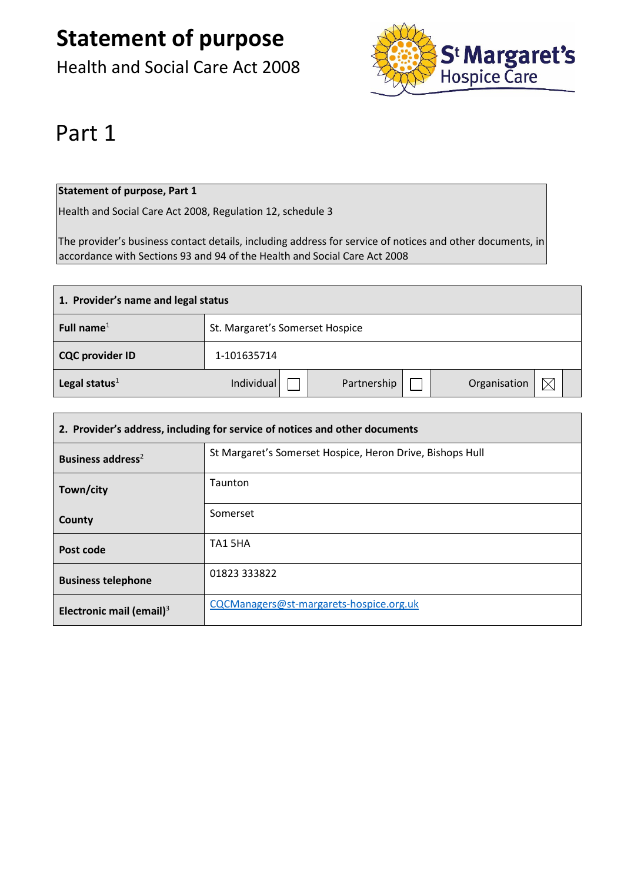# Statement of purpose

Health and Social Care Act 2008

# Part 1

| **Statement of purpose, Part 1** |
|---|
| Health and Social Care Act 2008, Regulation 12, schedule 3<br><br>The provider's business contact details, including address for service of notices and other documents, in accordance with Sections 93 and 94 of the Health and Social Care Act 2008 |

| **1. Provider's name and legal status** | | | | | | |
|---|---|---|---|---|---|---|
| **Full name**[1] | St. Margaret's Somerset Hospice | | | | | |
| **CQC provider ID** | 1-101635714 | | | | | |
| **Legal status**[1] | Individual | ☐ | Partnership | ☐ | Organisation | ☒ |

| **2. Provider's address, including for service of notices and other documents** | |
|---|---|
| **Business address**[2] | St Margaret's Somerset Hospice, Heron Drive, Bishops Hull |
| **Town/city** | Taunton |
| **County** | Somerset |
| **Post code** | TA1 5HA |
| **Business telephone** | 01823 333822 |
| **Electronic mail (email)**[3] | CQCManagers@st-margarets-hospice.org.uk |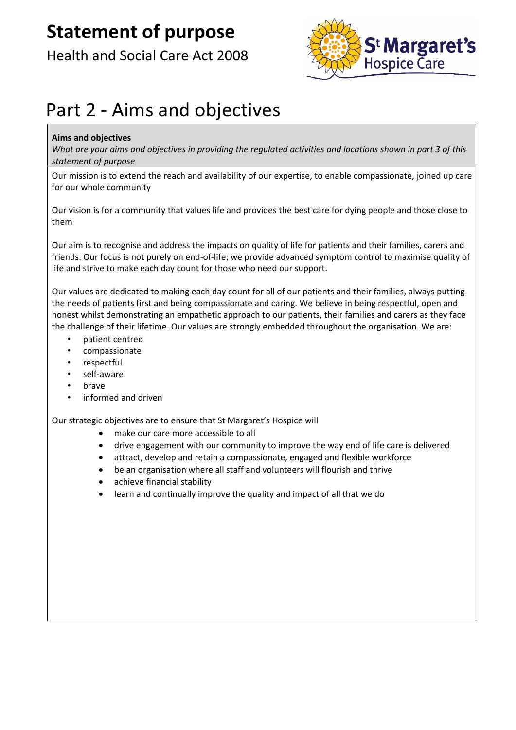# Statement of purpose

Health and Social Care Act 2008

## Part 2 - Aims and objectives

**Aims and objectives**

*What are your aims and objectives in providing the regulated activities and locations shown in part 3 of this statement of purpose*

Our mission is to extend the reach and availability of our expertise, to enable compassionate, joined up care for our whole community

Our vision is for a community that values life and provides the best care for dying people and those close to them

Our aim is to recognise and address the impacts on quality of life for patients and their families, carers and friends. Our focus is not purely on end-of-life; we provide advanced symptom control to maximise quality of life and strive to make each day count for those who need our support.

Our values are dedicated to making each day count for all of our patients and their families, always putting the needs of patients first and being compassionate and caring. We believe in being respectful, open and honest whilst demonstrating an empathetic approach to our patients, their families and carers as they face the challenge of their lifetime. Our values are strongly embedded throughout the organisation. We are:

- patient centred
- compassionate
- respectful
- self-aware
- brave
- informed and driven

Our strategic objectives are to ensure that St Margaret's Hospice will

- make our care more accessible to all
- drive engagement with our community to improve the way end of life care is delivered
- attract, develop and retain a compassionate, engaged and flexible workforce
- be an organisation where all staff and volunteers will flourish and thrive
- achieve financial stability
- learn and continually improve the quality and impact of all that we do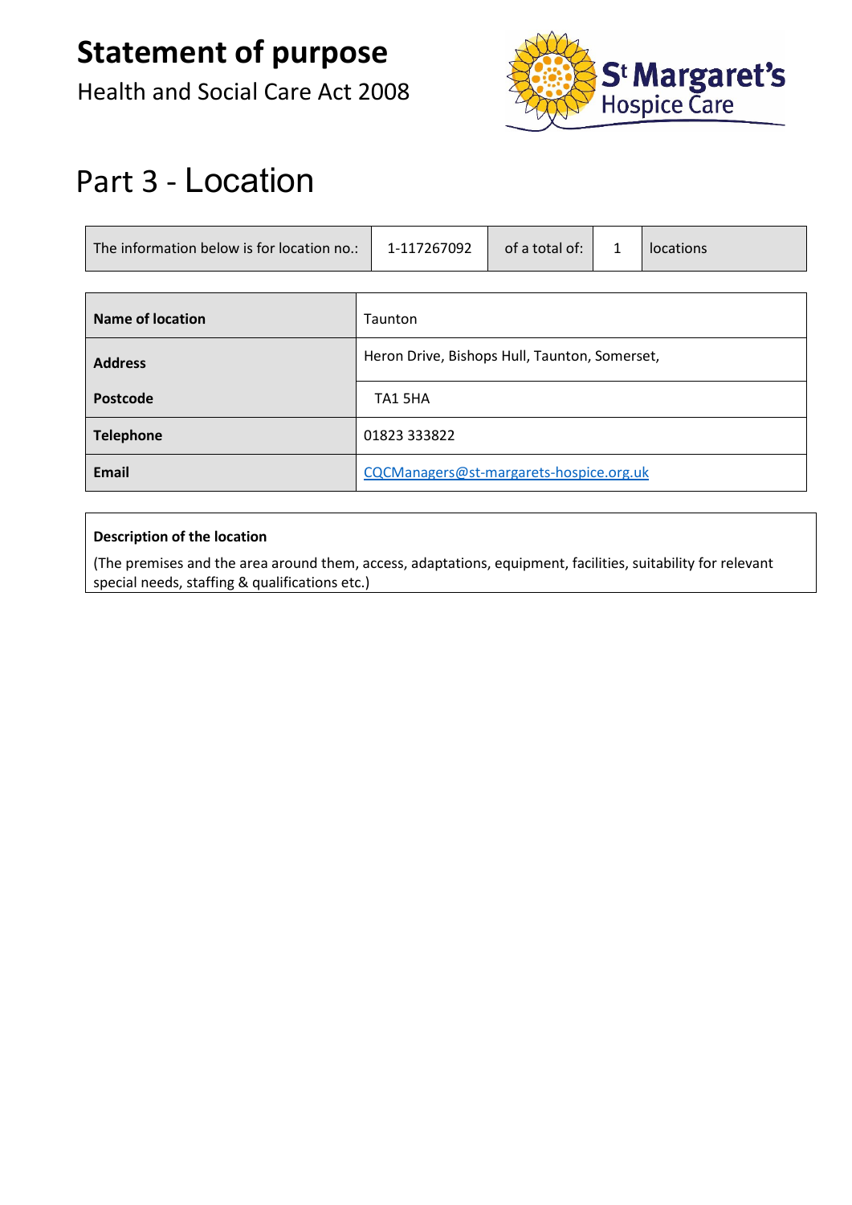# Statement of purpose

Health and Social Care Act 2008

## Part 3 - Location

| The information below is for location no.: | 1-117267092 | of a total of: | 1 | locations |
|---|---|---|---|---|

| **Name of location** | Taunton |
|---|---|
| **Address** | Heron Drive, Bishops Hull, Taunton, Somerset, |
| **Postcode** | TA1 5HA |
| **Telephone** | 01823 333822 |
| **Email** | CQCManagers@st-margarets-hospice.org.uk |

**Description of the location**

(The premises and the area around them, access, adaptations, equipment, facilities, suitability for relevant special needs, staffing & qualifications etc.)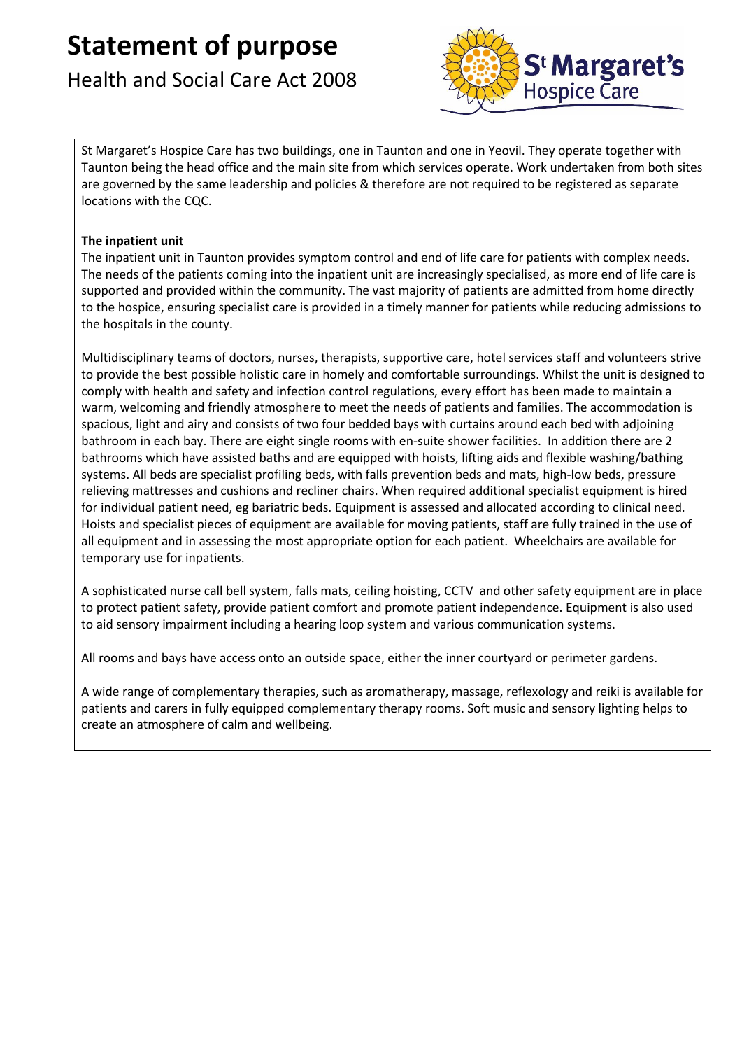# Statement of purpose

Health and Social Care Act 2008

St Margaret's Hospice Care has two buildings, one in Taunton and one in Yeovil. They operate together with Taunton being the head office and the main site from which services operate. Work undertaken from both sites are governed by the same leadership and policies & therefore are not required to be registered as separate locations with the CQC.

**The inpatient unit**

The inpatient unit in Taunton provides symptom control and end of life care for patients with complex needs. The needs of the patients coming into the inpatient unit are increasingly specialised, as more end of life care is supported and provided within the community. The vast majority of patients are admitted from home directly to the hospice, ensuring specialist care is provided in a timely manner for patients while reducing admissions to the hospitals in the county.

Multidisciplinary teams of doctors, nurses, therapists, supportive care, hotel services staff and volunteers strive to provide the best possible holistic care in homely and comfortable surroundings. Whilst the unit is designed to comply with health and safety and infection control regulations, every effort has been made to maintain a warm, welcoming and friendly atmosphere to meet the needs of patients and families. The accommodation is spacious, light and airy and consists of two four bedded bays with curtains around each bed with adjoining bathroom in each bay. There are eight single rooms with en-suite shower facilities. In addition there are 2 bathrooms which have assisted baths and are equipped with hoists, lifting aids and flexible washing/bathing systems. All beds are specialist profiling beds, with falls prevention beds and mats, high-low beds, pressure relieving mattresses and cushions and recliner chairs. When required additional specialist equipment is hired for individual patient need, eg bariatric beds. Equipment is assessed and allocated according to clinical need. Hoists and specialist pieces of equipment are available for moving patients, staff are fully trained in the use of all equipment and in assessing the most appropriate option for each patient. Wheelchairs are available for temporary use for inpatients.

A sophisticated nurse call bell system, falls mats, ceiling hoisting, CCTV and other safety equipment are in place to protect patient safety, provide patient comfort and promote patient independence. Equipment is also used to aid sensory impairment including a hearing loop system and various communication systems.

All rooms and bays have access onto an outside space, either the inner courtyard or perimeter gardens.

A wide range of complementary therapies, such as aromatherapy, massage, reflexology and reiki is available for patients and carers in fully equipped complementary therapy rooms. Soft music and sensory lighting helps to create an atmosphere of calm and wellbeing.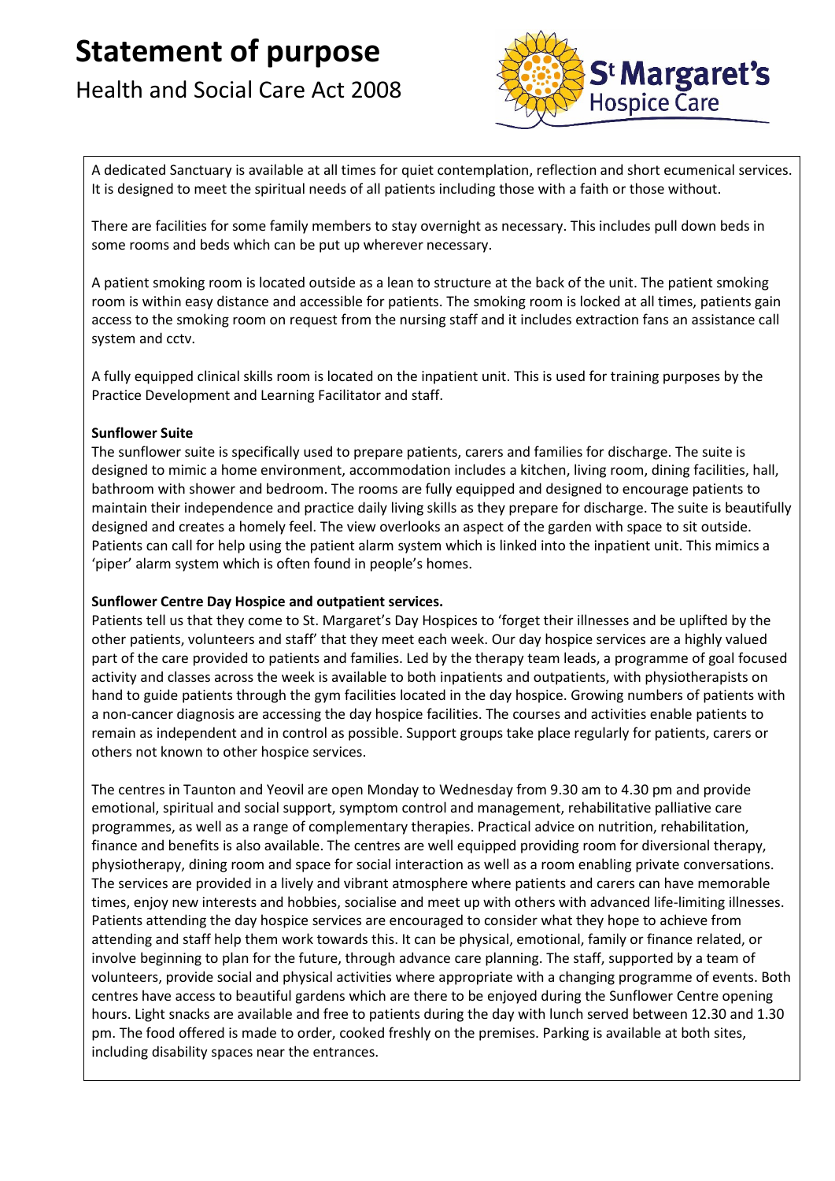A dedicated Sanctuary is available at all times for quiet contemplation, reflection and short ecumenical services. It is designed to meet the spiritual needs of all patients including those with a faith or those without.

There are facilities for some family members to stay overnight as necessary. This includes pull down beds in some rooms and beds which can be put up wherever necessary.

A patient smoking room is located outside as a lean to structure at the back of the unit. The patient smoking room is within easy distance and accessible for patients. The smoking room is locked at all times, patients gain access to the smoking room on request from the nursing staff and it includes extraction fans an assistance call system and cctv.

A fully equipped clinical skills room is located on the inpatient unit. This is used for training purposes by the Practice Development and Learning Facilitator and staff.

**Sunflower Suite**

The sunflower suite is specifically used to prepare patients, carers and families for discharge. The suite is designed to mimic a home environment, accommodation includes a kitchen, living room, dining facilities, hall, bathroom with shower and bedroom. The rooms are fully equipped and designed to encourage patients to maintain their independence and practice daily living skills as they prepare for discharge. The suite is beautifully designed and creates a homely feel. The view overlooks an aspect of the garden with space to sit outside. Patients can call for help using the patient alarm system which is linked into the inpatient unit. This mimics a 'piper' alarm system which is often found in people's homes.

**Sunflower Centre Day Hospice and outpatient services.**

Patients tell us that they come to St. Margaret's Day Hospices to 'forget their illnesses and be uplifted by the other patients, volunteers and staff' that they meet each week. Our day hospice services are a highly valued part of the care provided to patients and families. Led by the therapy team leads, a programme of goal focused activity and classes across the week is available to both inpatients and outpatients, with physiotherapists on hand to guide patients through the gym facilities located in the day hospice. Growing numbers of patients with a non-cancer diagnosis are accessing the day hospice facilities. The courses and activities enable patients to remain as independent and in control as possible. Support groups take place regularly for patients, carers or others not known to other hospice services.

The centres in Taunton and Yeovil are open Monday to Wednesday from 9.30 am to 4.30 pm and provide emotional, spiritual and social support, symptom control and management, rehabilitative palliative care programmes, as well as a range of complementary therapies. Practical advice on nutrition, rehabilitation, finance and benefits is also available. The centres are well equipped providing room for diversional therapy, physiotherapy, dining room and space for social interaction as well as a room enabling private conversations. The services are provided in a lively and vibrant atmosphere where patients and carers can have memorable times, enjoy new interests and hobbies, socialise and meet up with others with advanced life-limiting illnesses. Patients attending the day hospice services are encouraged to consider what they hope to achieve from attending and staff help them work towards this. It can be physical, emotional, family or finance related, or involve beginning to plan for the future, through advance care planning. The staff, supported by a team of volunteers, provide social and physical activities where appropriate with a changing programme of events. Both centres have access to beautiful gardens which are there to be enjoyed during the Sunflower Centre opening hours. Light snacks are available and free to patients during the day with lunch served between 12.30 and 1.30 pm. The food offered is made to order, cooked freshly on the premises. Parking is available at both sites, including disability spaces near the entrances.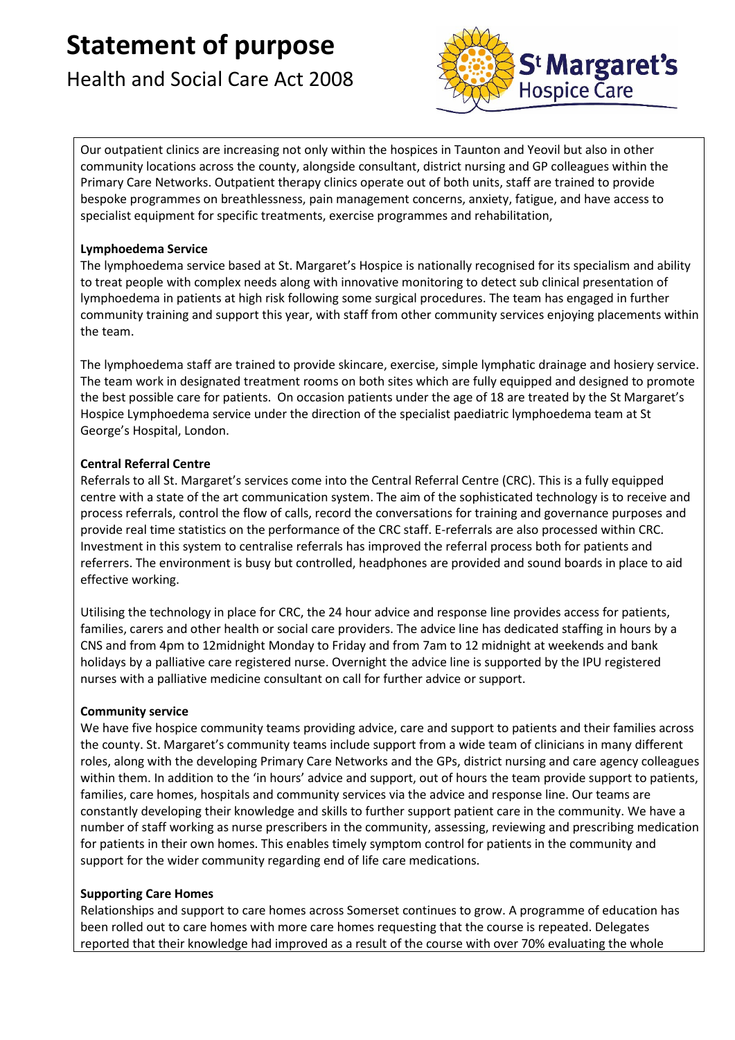Our outpatient clinics are increasing not only within the hospices in Taunton and Yeovil but also in other community locations across the county, alongside consultant, district nursing and GP colleagues within the Primary Care Networks. Outpatient therapy clinics operate out of both units, staff are trained to provide bespoke programmes on breathlessness, pain management concerns, anxiety, fatigue, and have access to specialist equipment for specific treatments, exercise programmes and rehabilitation,

**Lymphoedema Service**

The lymphoedema service based at St. Margaret's Hospice is nationally recognised for its specialism and ability to treat people with complex needs along with innovative monitoring to detect sub clinical presentation of lymphoedema in patients at high risk following some surgical procedures. The team has engaged in further community training and support this year, with staff from other community services enjoying placements within the team.

The lymphoedema staff are trained to provide skincare, exercise, simple lymphatic drainage and hosiery service. The team work in designated treatment rooms on both sites which are fully equipped and designed to promote the best possible care for patients. On occasion patients under the age of 18 are treated by the St Margaret's Hospice Lymphoedema service under the direction of the specialist paediatric lymphoedema team at St George's Hospital, London.

**Central Referral Centre**

Referrals to all St. Margaret's services come into the Central Referral Centre (CRC). This is a fully equipped centre with a state of the art communication system. The aim of the sophisticated technology is to receive and process referrals, control the flow of calls, record the conversations for training and governance purposes and provide real time statistics on the performance of the CRC staff. E-referrals are also processed within CRC. Investment in this system to centralise referrals has improved the referral process both for patients and referrers. The environment is busy but controlled, headphones are provided and sound boards in place to aid effective working.

Utilising the technology in place for CRC, the 24 hour advice and response line provides access for patients, families, carers and other health or social care providers. The advice line has dedicated staffing in hours by a CNS and from 4pm to 12midnight Monday to Friday and from 7am to 12 midnight at weekends and bank holidays by a palliative care registered nurse. Overnight the advice line is supported by the IPU registered nurses with a palliative medicine consultant on call for further advice or support.

**Community service**

We have five hospice community teams providing advice, care and support to patients and their families across the county. St. Margaret's community teams include support from a wide team of clinicians in many different roles, along with the developing Primary Care Networks and the GPs, district nursing and care agency colleagues within them. In addition to the 'in hours' advice and support, out of hours the team provide support to patients, families, care homes, hospitals and community services via the advice and response line. Our teams are constantly developing their knowledge and skills to further support patient care in the community. We have a number of staff working as nurse prescribers in the community, assessing, reviewing and prescribing medication for patients in their own homes. This enables timely symptom control for patients in the community and support for the wider community regarding end of life care medications.

**Supporting Care Homes**

Relationships and support to care homes across Somerset continues to grow. A programme of education has been rolled out to care homes with more care homes requesting that the course is repeated. Delegates reported that their knowledge had improved as a result of the course with over 70% evaluating the whole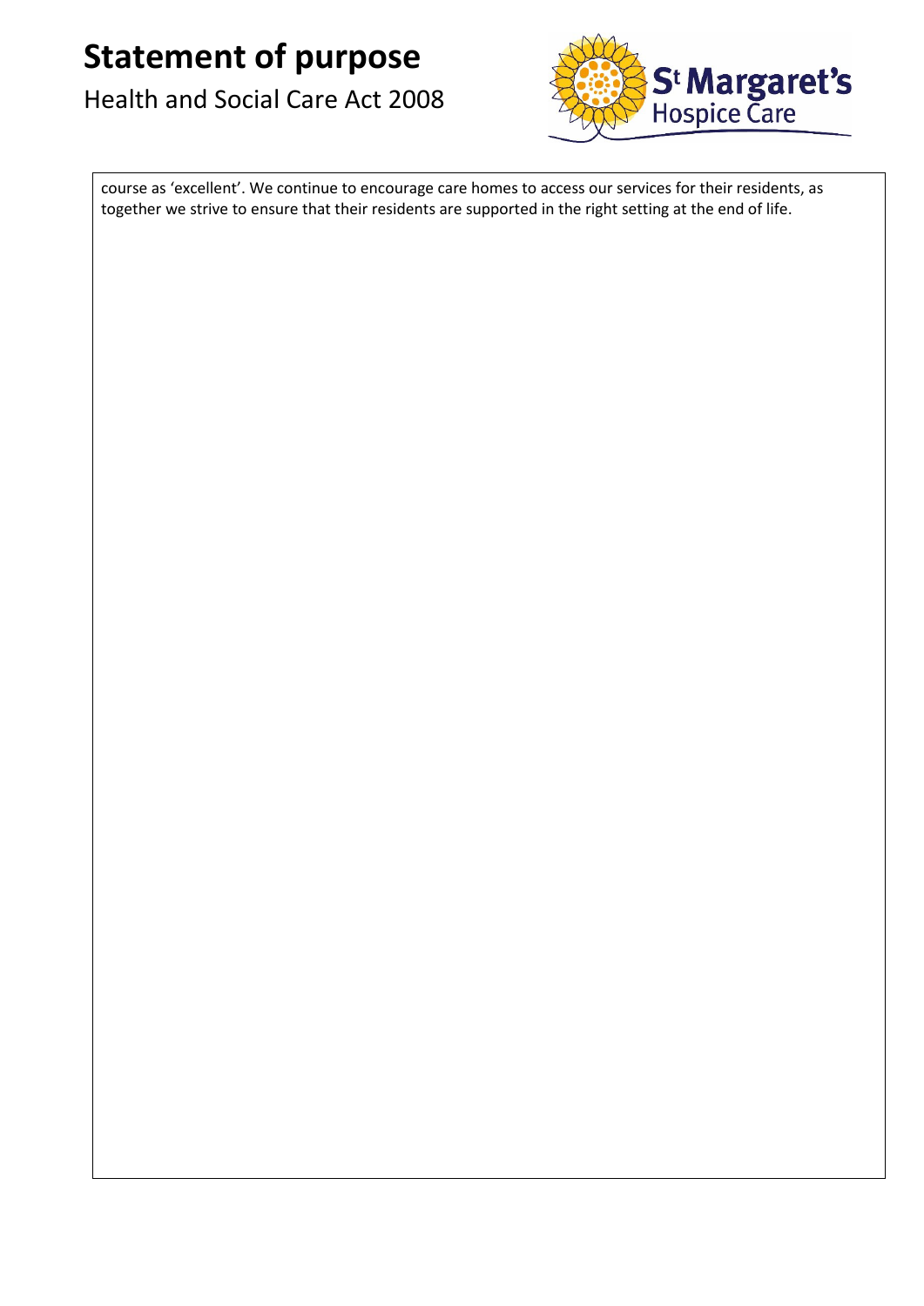course as 'excellent'. We continue to encourage care homes to access our services for their residents, as together we strive to ensure that their residents are supported in the right setting at the end of life.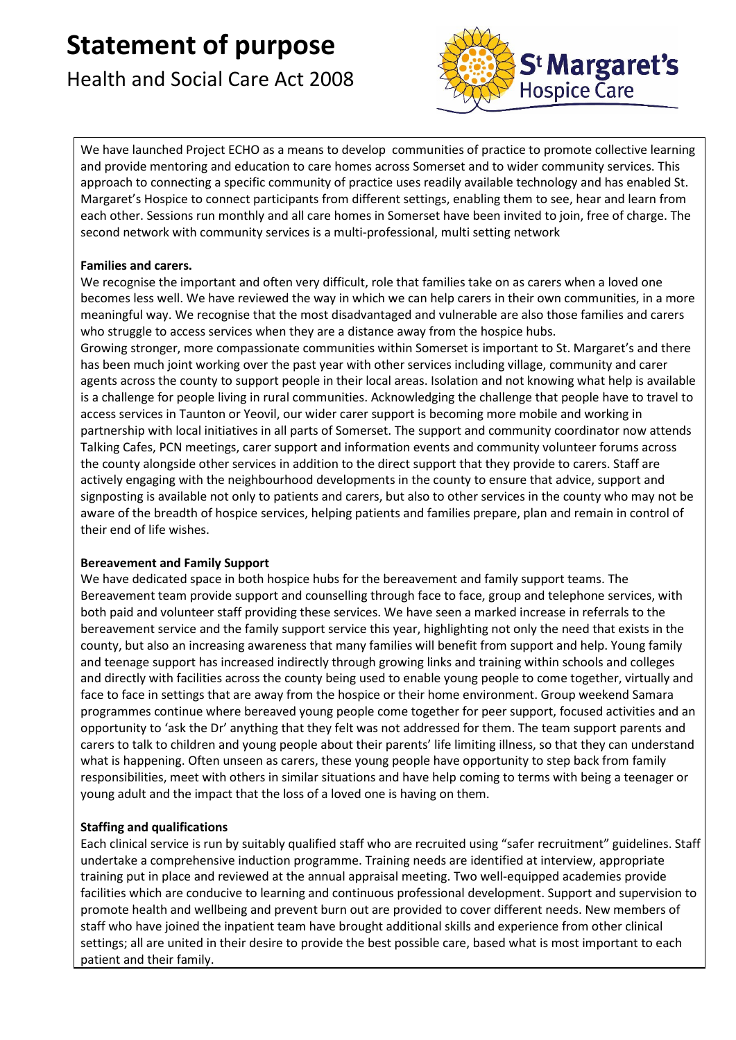# Statement of purpose

Health and Social Care Act 2008

We have launched Project ECHO as a means to develop  communities of practice to promote collective learning and provide mentoring and education to care homes across Somerset and to wider community services. This approach to connecting a specific community of practice uses readily available technology and has enabled St. Margaret's Hospice to connect participants from different settings, enabling them to see, hear and learn from each other. Sessions run monthly and all care homes in Somerset have been invited to join, free of charge. The second network with community services is a multi-professional, multi setting network

**Families and carers.**

We recognise the important and often very difficult, role that families take on as carers when a loved one becomes less well. We have reviewed the way in which we can help carers in their own communities, in a more meaningful way. We recognise that the most disadvantaged and vulnerable are also those families and carers who struggle to access services when they are a distance away from the hospice hubs.

Growing stronger, more compassionate communities within Somerset is important to St. Margaret's and there has been much joint working over the past year with other services including village, community and carer agents across the county to support people in their local areas. Isolation and not knowing what help is available is a challenge for people living in rural communities. Acknowledging the challenge that people have to travel to access services in Taunton or Yeovil, our wider carer support is becoming more mobile and working in partnership with local initiatives in all parts of Somerset. The support and community coordinator now attends Talking Cafes, PCN meetings, carer support and information events and community volunteer forums across the county alongside other services in addition to the direct support that they provide to carers. Staff are actively engaging with the neighbourhood developments in the county to ensure that advice, support and signposting is available not only to patients and carers, but also to other services in the county who may not be aware of the breadth of hospice services, helping patients and families prepare, plan and remain in control of their end of life wishes.

**Bereavement and Family Support**

We have dedicated space in both hospice hubs for the bereavement and family support teams. The Bereavement team provide support and counselling through face to face, group and telephone services, with both paid and volunteer staff providing these services. We have seen a marked increase in referrals to the bereavement service and the family support service this year, highlighting not only the need that exists in the county, but also an increasing awareness that many families will benefit from support and help. Young family and teenage support has increased indirectly through growing links and training within schools and colleges and directly with facilities across the county being used to enable young people to come together, virtually and face to face in settings that are away from the hospice or their home environment. Group weekend Samara programmes continue where bereaved young people come together for peer support, focused activities and an opportunity to 'ask the Dr' anything that they felt was not addressed for them. The team support parents and carers to talk to children and young people about their parents' life limiting illness, so that they can understand what is happening. Often unseen as carers, these young people have opportunity to step back from family responsibilities, meet with others in similar situations and have help coming to terms with being a teenager or young adult and the impact that the loss of a loved one is having on them.

**Staffing and qualifications**

Each clinical service is run by suitably qualified staff who are recruited using "safer recruitment" guidelines. Staff undertake a comprehensive induction programme. Training needs are identified at interview, appropriate training put in place and reviewed at the annual appraisal meeting. Two well-equipped academies provide facilities which are conducive to learning and continuous professional development. Support and supervision to promote health and wellbeing and prevent burn out are provided to cover different needs. New members of staff who have joined the inpatient team have brought additional skills and experience from other clinical settings; all are united in their desire to provide the best possible care, based what is most important to each patient and their family.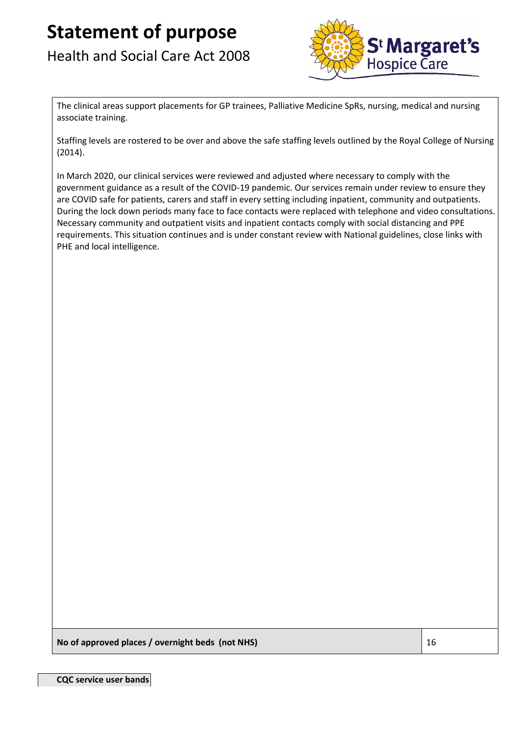# Statement of purpose

Health and Social Care Act 2008

The clinical areas support placements for GP trainees, Palliative Medicine SpRs, nursing, medical and nursing associate training.

Staffing levels are rostered to be over and above the safe staffing levels outlined by the Royal College of Nursing (2014).

In March 2020, our clinical services were reviewed and adjusted where necessary to comply with the government guidance as a result of the COVID-19 pandemic. Our services remain under review to ensure they are COVID safe for patients, carers and staff in every setting including inpatient, community and outpatients. During the lock down periods many face to face contacts were replaced with telephone and video consultations. Necessary community and outpatient visits and inpatient contacts comply with social distancing and PPE requirements. This situation continues and is under constant review with National guidelines, close links with PHE and local intelligence.

| **No of approved places / overnight beds (not NHS)** | 16 |
|---|---|

**CQC service user bands**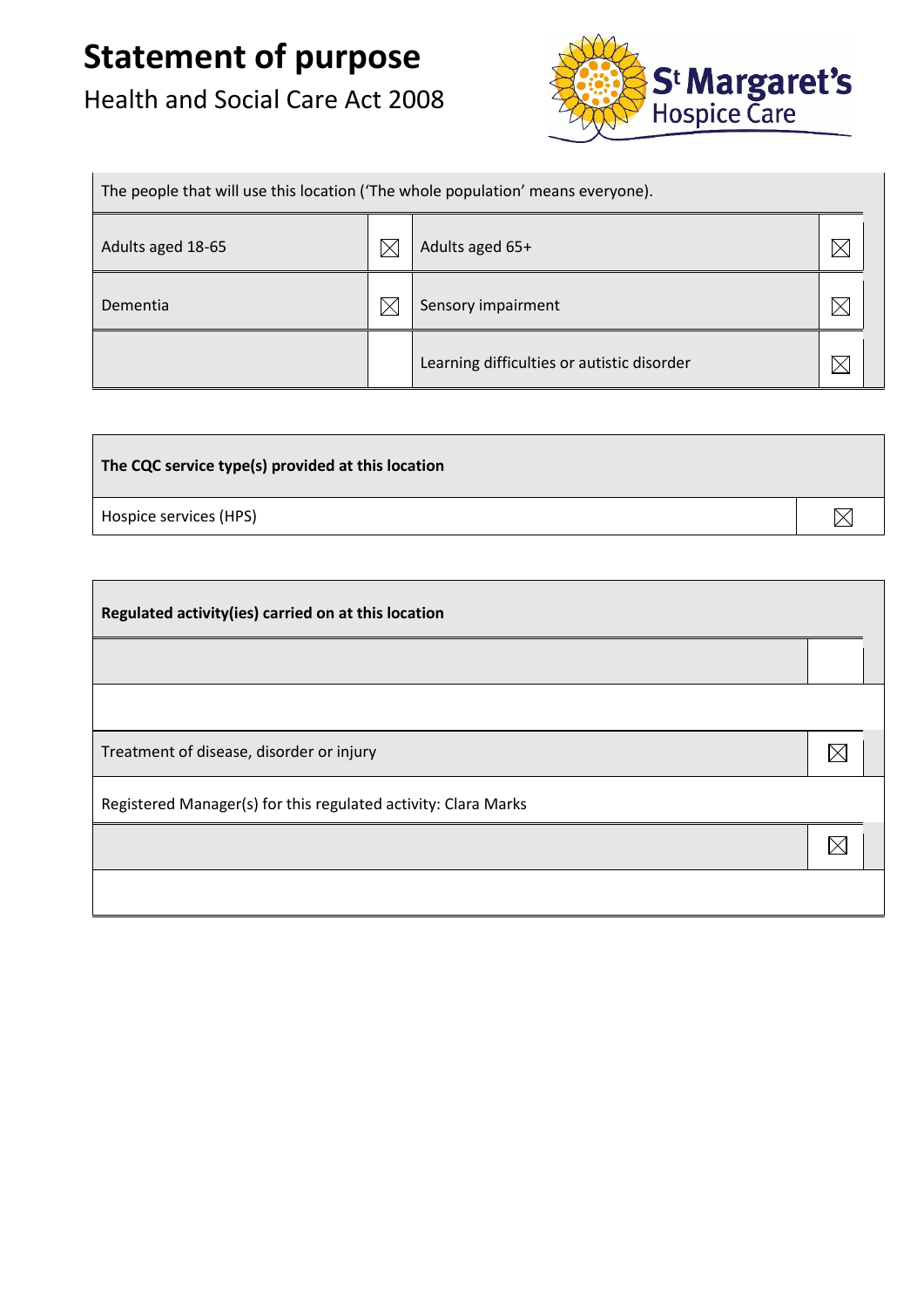# Statement of purpose

Health and Social Care Act 2008

| The people that will use this location ('The whole population' means everyone). | | | |
|---|---|---|---|
| Adults aged 18-65 | ☒ | Adults aged 65+ | ☒ |
| Dementia | ☒ | Sensory impairment | ☒ |
| | | Learning difficulties or autistic disorder | ☒ |

| The CQC service type(s) provided at this location | |
|---|---|
| Hospice services (HPS) | ☒ |

| Regulated activity(ies) carried on at this location | |
|---|---|
| | |
| | |
| Treatment of disease, disorder or injury | ☒ |
| Registered Manager(s) for this regulated activity: Clara Marks | |
| | ☒ |
| | |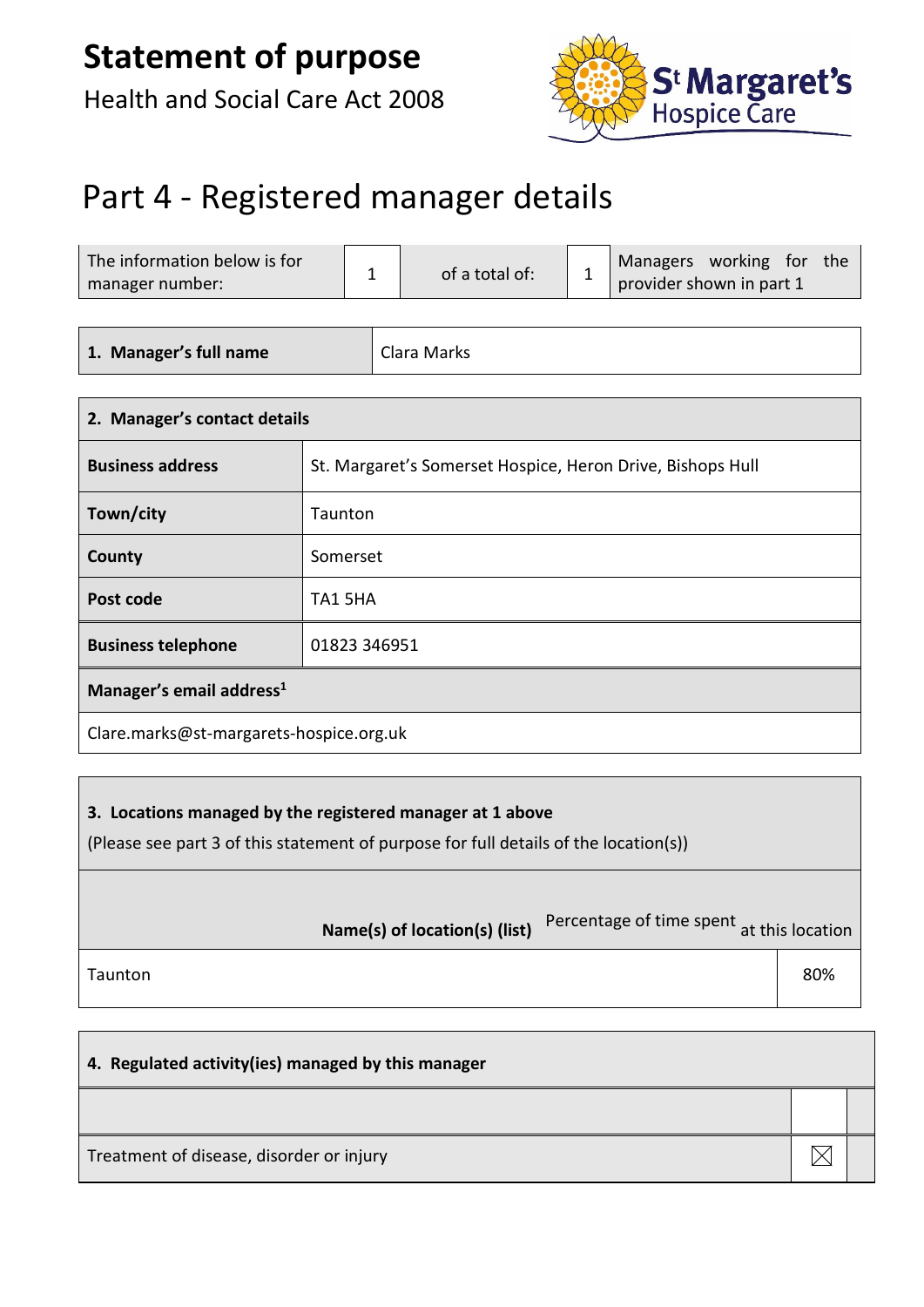# Statement of purpose

Health and Social Care Act 2008

# Part 4 - Registered manager details

| The information below is for manager number: | 1 | of a total of: | 1 | Managers working for the provider shown in part 1 |
|---|---|---|---|---|

| **1. Manager's full name** | Clara Marks |
|---|---|

| **2. Manager's contact details** | |
|---|---|
| **Business address** | St. Margaret's Somerset Hospice, Heron Drive, Bishops Hull |
| **Town/city** | Taunton |
| **County** | Somerset |
| **Post code** | TA1 5HA |
| **Business telephone** | 01823 346951 |
| **Manager's email address**[1] | |
| Clare.marks@st-margarets-hospice.org.uk | |

**3. Locations managed by the registered manager at 1 above**

(Please see part 3 of this statement of purpose for full details of the location(s))

| **Name(s) of location(s) (list)** | Percentage of time spent at this location |
|---|---|
| Taunton | 80% |

| **4. Regulated activity(ies) managed by this manager** | | |
|---|---|---|
| | | |
| Treatment of disease, disorder or injury | ☒ | |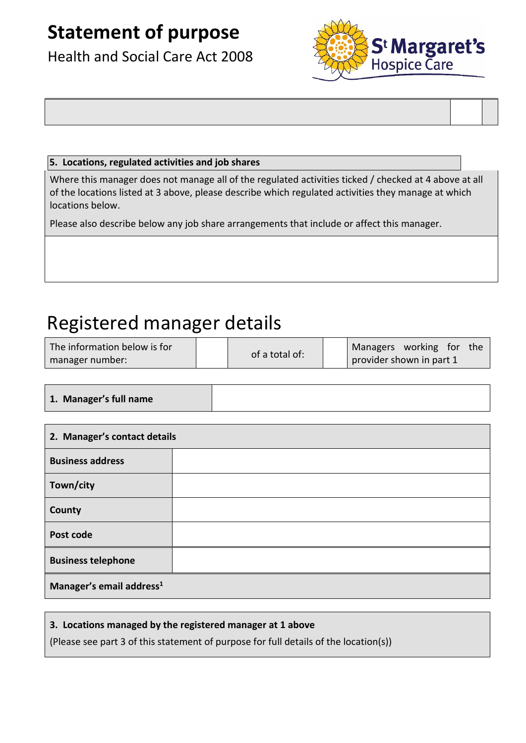# Statement of purpose

Health and Social Care Act 2008

| | | |
|---|---|---|
| | | |

| 5. Locations, regulated activities and job shares |
|---|
| Where this manager does not manage all of the regulated activities ticked / checked at 4 above at all of the locations listed at 3 above, please describe which regulated activities they manage at which locations below.<br><br>Please also describe below any job share arrangements that include or affect this manager. |
| |

# Registered manager details

| The information below is for manager number: | | of a total of: | | Managers working for the provider shown in part 1 |
|---|---|---|---|---|

| 1. Manager's full name | |
|---|---|

| 2. Manager's contact details | |
|---|---|
| **Business address** | |
| **Town/city** | |
| **County** | |
| **Post code** | |
| **Business telephone** | |
| **Manager's email address**[1] | |

| 3. Locations managed by the registered manager at 1 above |
|---|
| (Please see part 3 of this statement of purpose for full details of the location(s)) |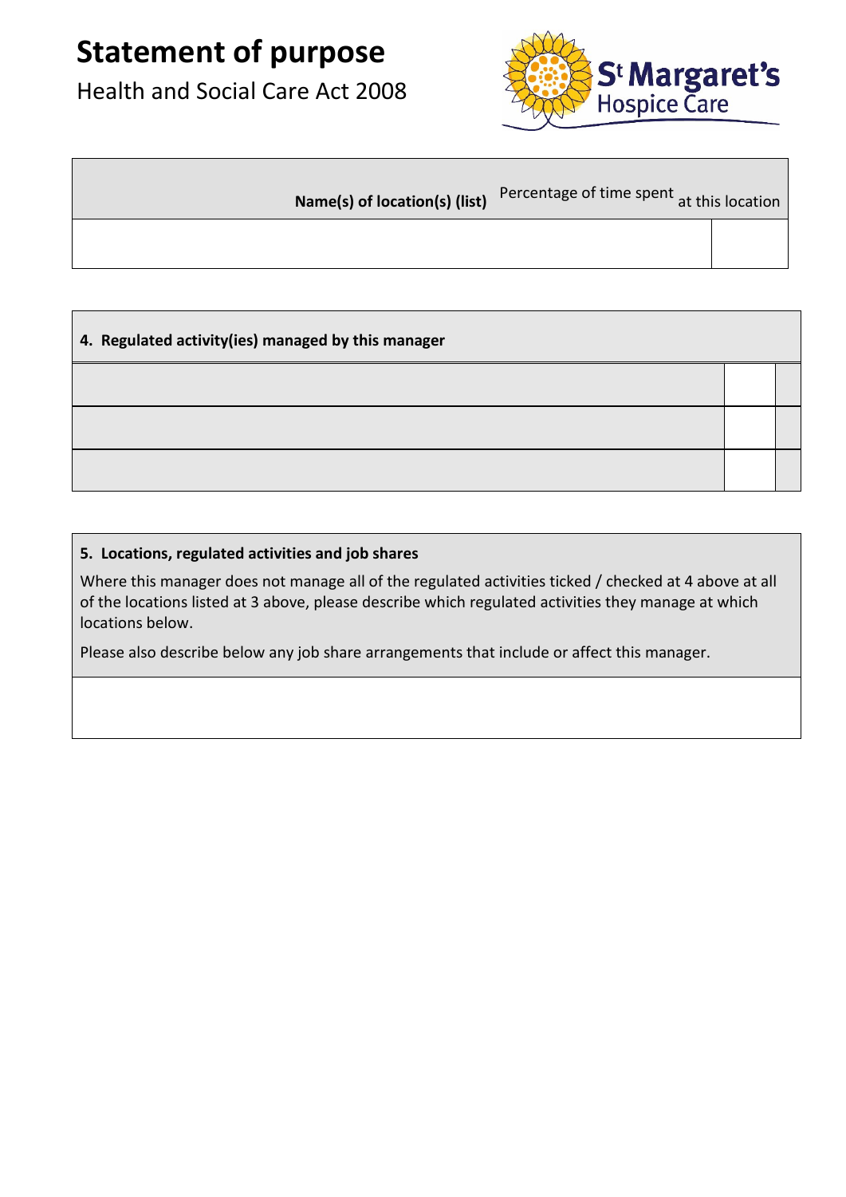# Statement of purpose

Health and Social Care Act 2008

St Margaret's Hospice Care

| Name(s) of location(s) (list) | Percentage of time spent at this location |
|---|---|
| | |

| 4. Regulated activity(ies) managed by this manager | | |
|---|---|---|
| | | |
| | | |
| | | |

| 5. Locations, regulated activities and job shares |
|---|
| Where this manager does not manage all of the regulated activities ticked / checked at 4 above at all of the locations listed at 3 above, please describe which regulated activities they manage at which locations below.<br><br>Please also describe below any job share arrangements that include or affect this manager. |
| |